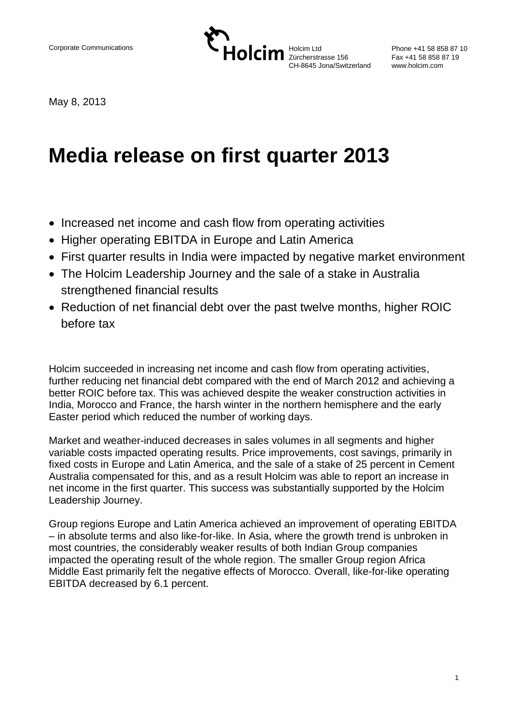Corporate Communications

Holcim Ltd
Zürcherstrasse 156
CH-8645 Jona/Switzerland

Phone +41 58 858 87 10
Fax +41 58 858 87 19
www.holcim.com

May 8, 2013

# Media release on first quarter 2013

- Increased net income and cash flow from operating activities
- Higher operating EBITDA in Europe and Latin America
- First quarter results in India were impacted by negative market environment
- The Holcim Leadership Journey and the sale of a stake in Australia strengthened financial results
- Reduction of net financial debt over the past twelve months, higher ROIC before tax

Holcim succeeded in increasing net income and cash flow from operating activities, further reducing net financial debt compared with the end of March 2012 and achieving a better ROIC before tax. This was achieved despite the weaker construction activities in India, Morocco and France, the harsh winter in the northern hemisphere and the early Easter period which reduced the number of working days.

Market and weather-induced decreases in sales volumes in all segments and higher variable costs impacted operating results. Price improvements, cost savings, primarily in fixed costs in Europe and Latin America, and the sale of a stake of 25 percent in Cement Australia compensated for this, and as a result Holcim was able to report an increase in net income in the first quarter. This success was substantially supported by the Holcim Leadership Journey.

Group regions Europe and Latin America achieved an improvement of operating EBITDA – in absolute terms and also like-for-like. In Asia, where the growth trend is unbroken in most countries, the considerably weaker results of both Indian Group companies impacted the operating result of the whole region. The smaller Group region Africa Middle East primarily felt the negative effects of Morocco. Overall, like-for-like operating EBITDA decreased by 6.1 percent.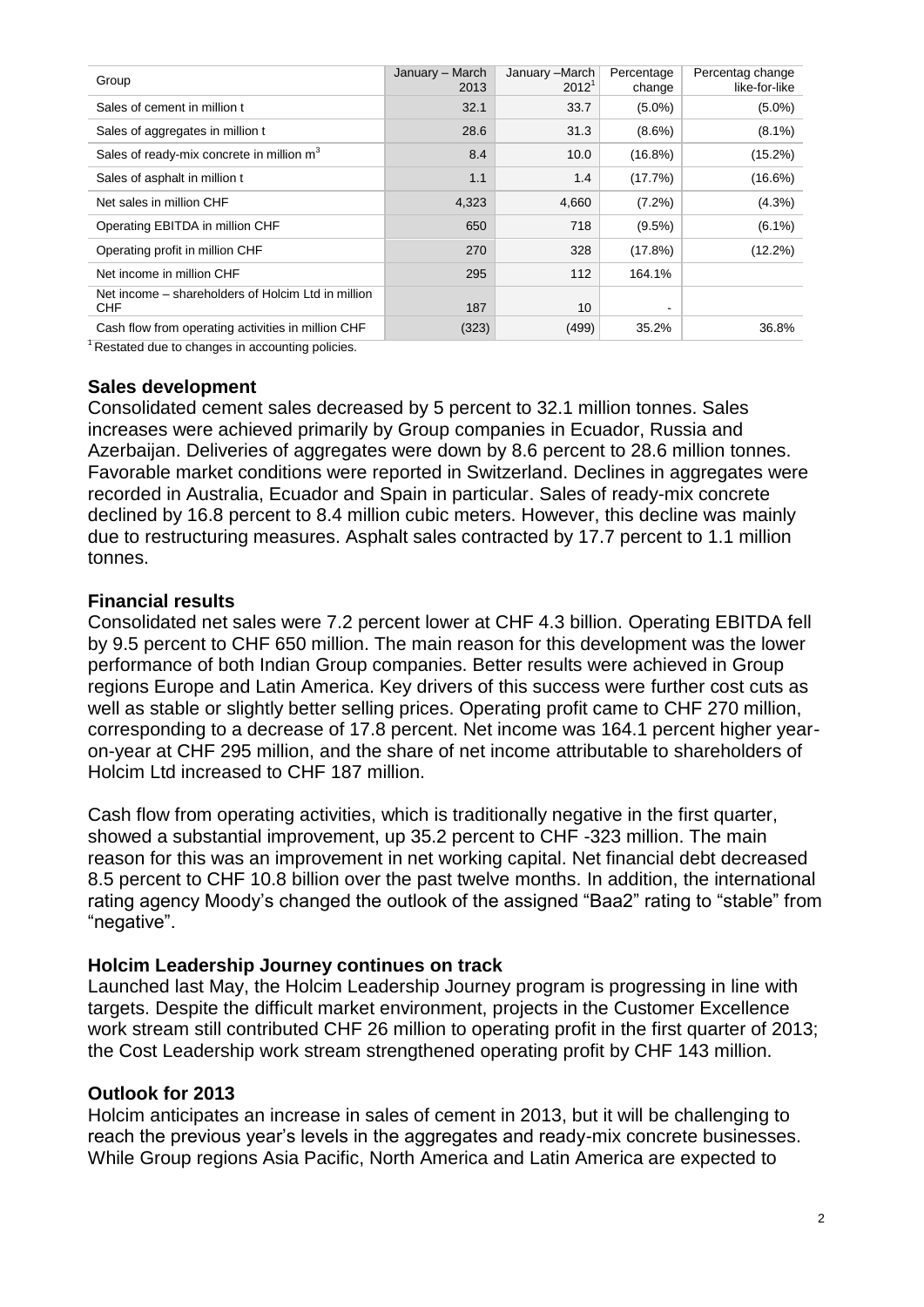| Group | January – March 2013 | January –March 2012[1] | Percentage change | Percentag change like-for-like |
| --- | --- | --- | --- | --- |
| Sales of cement in million t | 32.1 | 33.7 | (5.0%) | (5.0%) |
| Sales of aggregates in million t | 28.6 | 31.3 | (8.6%) | (8.1%) |
| Sales of ready-mix concrete in million $m^3$ | 8.4 | 10.0 | (16.8%) | (15.2%) |
| Sales of asphalt in million t | 1.1 | 1.4 | (17.7%) | (16.6%) |
| Net sales in million CHF | 4,323 | 4,660 | (7.2%) | (4.3%) |
| Operating EBITDA in million CHF | 650 | 718 | (9.5%) | (6.1%) |
| Operating profit in million CHF | 270 | 328 | (17.8%) | (12.2%) |
| Net income in million CHF | 295 | 112 | 164.1% | |
| Net income – shareholders of Holcim Ltd in million CHF | 187 | 10 | - | |
| Cash flow from operating activities in million CHF | (323) | (499) | 35.2% | 36.8% |

[1] Restated due to changes in accounting policies.

## Sales development

Consolidated cement sales decreased by 5 percent to 32.1 million tonnes. Sales increases were achieved primarily by Group companies in Ecuador, Russia and Azerbaijan. Deliveries of aggregates were down by 8.6 percent to 28.6 million tonnes. Favorable market conditions were reported in Switzerland. Declines in aggregates were recorded in Australia, Ecuador and Spain in particular. Sales of ready-mix concrete declined by 16.8 percent to 8.4 million cubic meters. However, this decline was mainly due to restructuring measures. Asphalt sales contracted by 17.7 percent to 1.1 million tonnes.

## Financial results

Consolidated net sales were 7.2 percent lower at CHF 4.3 billion. Operating EBITDA fell by 9.5 percent to CHF 650 million. The main reason for this development was the lower performance of both Indian Group companies. Better results were achieved in Group regions Europe and Latin America. Key drivers of this success were further cost cuts as well as stable or slightly better selling prices. Operating profit came to CHF 270 million, corresponding to a decrease of 17.8 percent. Net income was 164.1 percent higher year-on-year at CHF 295 million, and the share of net income attributable to shareholders of Holcim Ltd increased to CHF 187 million.

Cash flow from operating activities, which is traditionally negative in the first quarter, showed a substantial improvement, up 35.2 percent to CHF -323 million. The main reason for this was an improvement in net working capital. Net financial debt decreased 8.5 percent to CHF 10.8 billion over the past twelve months. In addition, the international rating agency Moody's changed the outlook of the assigned "Baa2" rating to "stable" from "negative".

## Holcim Leadership Journey continues on track

Launched last May, the Holcim Leadership Journey program is progressing in line with targets. Despite the difficult market environment, projects in the Customer Excellence work stream still contributed CHF 26 million to operating profit in the first quarter of 2013; the Cost Leadership work stream strengthened operating profit by CHF 143 million.

## Outlook for 2013

Holcim anticipates an increase in sales of cement in 2013, but it will be challenging to reach the previous year's levels in the aggregates and ready-mix concrete businesses. While Group regions Asia Pacific, North America and Latin America are expected to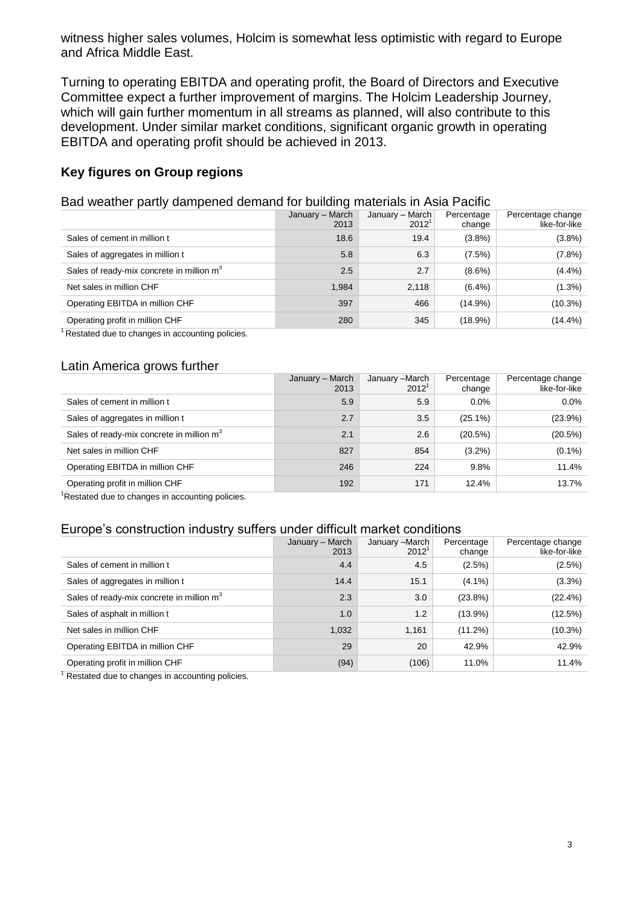witness higher sales volumes, Holcim is somewhat less optimistic with regard to Europe and Africa Middle East.

Turning to operating EBITDA and operating profit, the Board of Directors and Executive Committee expect a further improvement of margins. The Holcim Leadership Journey, which will gain further momentum in all streams as planned, will also contribute to this development. Under similar market conditions, significant organic growth in operating EBITDA and operating profit should be achieved in 2013.

## Key figures on Group regions

### Bad weather partly dampened demand for building materials in Asia Pacific

| | January – March 2013 | January – March 2012[1] | Percentage change | Percentage change like-for-like |
|---|---|---|---|---|
| Sales of cement in million t | 18.6 | 19.4 | (3.8%) | (3.8%) |
| Sales of aggregates in million t | 5.8 | 6.3 | (7.5%) | (7.8%) |
| Sales of ready-mix concrete in million $m^3$ | 2.5 | 2.7 | (8.6%) | (4.4%) |
| Net sales in million CHF | 1,984 | 2,118 | (6.4%) | (1.3%) |
| Operating EBITDA in million CHF | 397 | 466 | (14.9%) | (10.3%) |
| Operating profit in million CHF | 280 | 345 | (18.9%) | (14.4%) |

[1] Restated due to changes in accounting policies.

### Latin America grows further

| | January – March 2013 | January –March 2012[1] | Percentage change | Percentage change like-for-like |
|---|---|---|---|---|
| Sales of cement in million t | 5.9 | 5.9 | 0.0% | 0.0% |
| Sales of aggregates in million t | 2.7 | 3.5 | (25.1%) | (23.9%) |
| Sales of ready-mix concrete in million $m^3$ | 2.1 | 2.6 | (20.5%) | (20.5%) |
| Net sales in million CHF | 827 | 854 | (3.2%) | (0.1%) |
| Operating EBITDA in million CHF | 246 | 224 | 9.8% | 11.4% |
| Operating profit in million CHF | 192 | 171 | 12.4% | 13.7% |

[1] Restated due to changes in accounting policies.

### Europe's construction industry suffers under difficult market conditions

| | January – March 2013 | January –March 2012[1] | Percentage change | Percentage change like-for-like |
|---|---|---|---|---|
| Sales of cement in million t | 4.4 | 4.5 | (2.5%) | (2.5%) |
| Sales of aggregates in million t | 14.4 | 15.1 | (4.1%) | (3.3%) |
| Sales of ready-mix concrete in million $m^3$ | 2.3 | 3.0 | (23.8%) | (22.4%) |
| Sales of asphalt in million t | 1.0 | 1.2 | (13.9%) | (12.5%) |
| Net sales in million CHF | 1,032 | 1,161 | (11.2%) | (10.3%) |
| Operating EBITDA in million CHF | 29 | 20 | 42.9% | 42.9% |
| Operating profit in million CHF | (94) | (106) | 11.0% | 11.4% |

[1] Restated due to changes in accounting policies.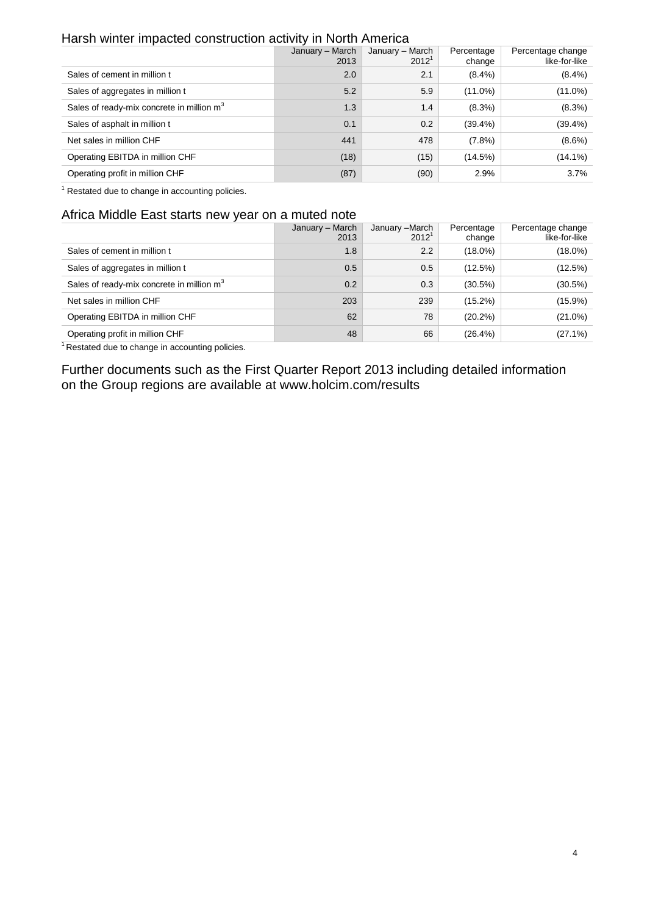## Harsh winter impacted construction activity in North America

| | January – March 2013 | January – March 2012[1] | Percentage change | Percentage change like-for-like |
|---|---|---|---|---|
| Sales of cement in million t | 2.0 | 2.1 | (8.4%) | (8.4%) |
| Sales of aggregates in million t | 5.2 | 5.9 | (11.0%) | (11.0%) |
| Sales of ready-mix concrete in million $m^3$ | 1.3 | 1.4 | (8.3%) | (8.3%) |
| Sales of asphalt in million t | 0.1 | 0.2 | (39.4%) | (39.4%) |
| Net sales in million CHF | 441 | 478 | (7.8%) | (8.6%) |
| Operating EBITDA in million CHF | (18) | (15) | (14.5%) | (14.1%) |
| Operating profit in million CHF | (87) | (90) | 2.9% | 3.7% |

[1] Restated due to change in accounting policies.

## Africa Middle East starts new year on a muted note

| | January – March 2013 | January –March 2012[1] | Percentage change | Percentage change like-for-like |
|---|---|---|---|---|
| Sales of cement in million t | 1.8 | 2.2 | (18.0%) | (18.0%) |
| Sales of aggregates in million t | 0.5 | 0.5 | (12.5%) | (12.5%) |
| Sales of ready-mix concrete in million $m^3$ | 0.2 | 0.3 | (30.5%) | (30.5%) |
| Net sales in million CHF | 203 | 239 | (15.2%) | (15.9%) |
| Operating EBITDA in million CHF | 62 | 78 | (20.2%) | (21.0%) |
| Operating profit in million CHF | 48 | 66 | (26.4%) | (27.1%) |

[1] Restated due to change in accounting policies.

Further documents such as the First Quarter Report 2013 including detailed information on the Group regions are available at www.holcim.com/results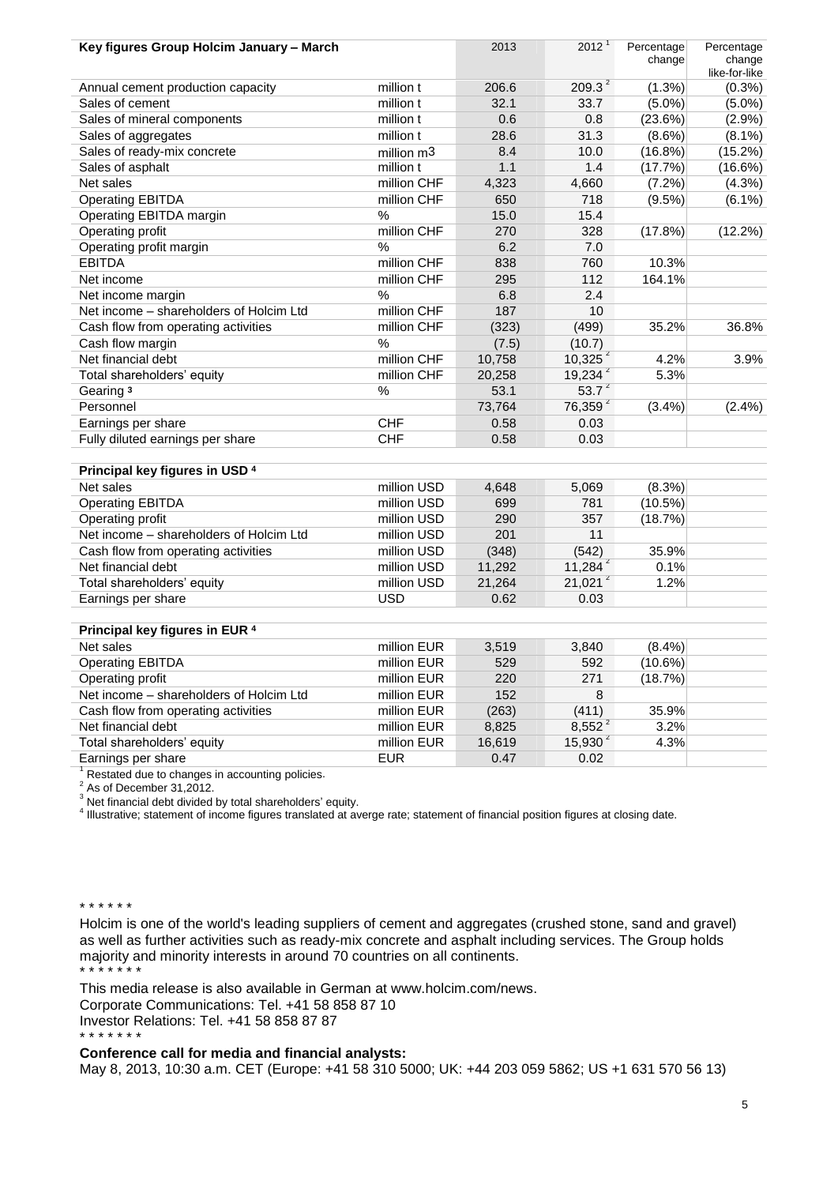| Key figures Group Holcim January – March | | 2013 | 2012 [1] | Percentage change | Percentage change like-for-like |
|---|---|---|---|---|---|
| Annual cement production capacity | million t | 206.6 | 209.3 [2] | (1.3%) | (0.3%) |
| Sales of cement | million t | 32.1 | 33.7 | (5.0%) | (5.0%) |
| Sales of mineral components | million t | 0.6 | 0.8 | (23.6%) | (2.9%) |
| Sales of aggregates | million t | 28.6 | 31.3 | (8.6%) | (8.1%) |
| Sales of ready-mix concrete | million $m^3$ | 8.4 | 10.0 | (16.8%) | (15.2%) |
| Sales of asphalt | million t | 1.1 | 1.4 | (17.7%) | (16.6%) |
| Net sales | million CHF | 4,323 | 4,660 | (7.2%) | (4.3%) |
| Operating EBITDA | million CHF | 650 | 718 | (9.5%) | (6.1%) |
| Operating EBITDA margin | % | 15.0 | 15.4 | | |
| Operating profit | million CHF | 270 | 328 | (17.8%) | (12.2%) |
| Operating profit margin | % | 6.2 | 7.0 | | |
| EBITDA | million CHF | 838 | 760 | 10.3% | |
| Net income | million CHF | 295 | 112 | 164.1% | |
| Net income margin | % | 6.8 | 2.4 | | |
| Net income – shareholders of Holcim Ltd | million CHF | 187 | 10 | | |
| Cash flow from operating activities | million CHF | (323) | (499) | 35.2% | 36.8% |
| Cash flow margin | % | (7.5) | (10.7) | | |
| Net financial debt | million CHF | 10,758 | 10,325 [2] | 4.2% | 3.9% |
| Total shareholders' equity | million CHF | 20,258 | 19,234 [2] | 5.3% | |
| Gearing [3] | % | 53.1 | 53.7 [2] | | |
| Personnel | | 73,764 | 76,359 [2] | (3.4%) | (2.4%) |
| Earnings per share | CHF | 0.58 | 0.03 | | |
| Fully diluted earnings per share | CHF | 0.58 | 0.03 | | |
| **Principal key figures in USD [4]** | | | | | |
| Net sales | million USD | 4,648 | 5,069 | (8.3%) | |
| Operating EBITDA | million USD | 699 | 781 | (10.5%) | |
| Operating profit | million USD | 290 | 357 | (18.7%) | |
| Net income – shareholders of Holcim Ltd | million USD | 201 | 11 | | |
| Cash flow from operating activities | million USD | (348) | (542) | 35.9% | |
| Net financial debt | million USD | 11,292 | 11,284 [2] | 0.1% | |
| Total shareholders' equity | million USD | 21,264 | 21,021 [2] | 1.2% | |
| Earnings per share | USD | 0.62 | 0.03 | | |
| **Principal key figures in EUR [4]** | | | | | |
| Net sales | million EUR | 3,519 | 3,840 | (8.4%) | |
| Operating EBITDA | million EUR | 529 | 592 | (10.6%) | |
| Operating profit | million EUR | 220 | 271 | (18.7%) | |
| Net income – shareholders of Holcim Ltd | million EUR | 152 | 8 | | |
| Cash flow from operating activities | million EUR | (263) | (411) | 35.9% | |
| Net financial debt | million EUR | 8,825 | 8,552 [2] | 3.2% | |
| Total shareholders' equity | million EUR | 16,619 | 15,930 [2] | 4.3% | |
| Earnings per share | EUR | 0.47 | 0.02 | | |

[1] Restated due to changes in accounting policies.
[2] As of December 31,2012.
[3] Net financial debt divided by total shareholders' equity.
[4] Illustrative; statement of income figures translated at averge rate; statement of financial position figures at closing date.

\* \* \* \* \* \*

Holcim is one of the world's leading suppliers of cement and aggregates (crushed stone, sand and gravel) as well as further activities such as ready-mix concrete and asphalt including services. The Group holds majority and minority interests in around 70 countries on all continents.

\* \* \* \* \* \* \*

This media release is also available in German at www.holcim.com/news.
Corporate Communications: Tel. +41 58 858 87 10
Investor Relations: Tel. +41 58 858 87 87

\* \* \* \* \* \* \*

**Conference call for media and financial analysts:**
May 8, 2013, 10:30 a.m. CET (Europe: +41 58 310 5000; UK: +44 203 059 5862; US +1 631 570 56 13)